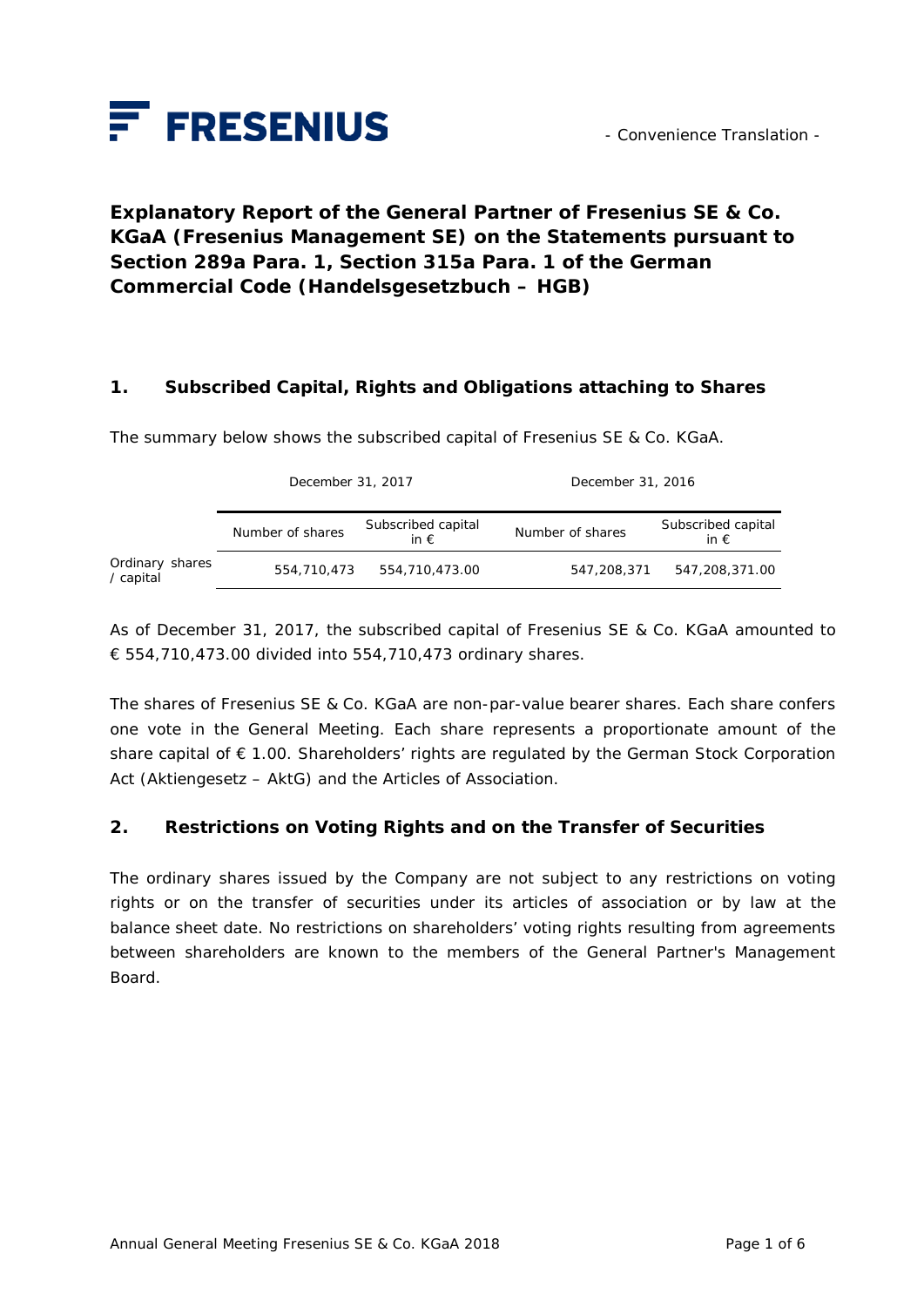- Convenience Translation -

# Explanatory Report of the General Partner of Fresenius SE & Co. KGaA (Fresenius Management SE) on the Statements pursuant to Section 289a Para. 1, Section 315a Para. 1 of the German Commercial Code (Handelsgesetzbuch – HGB)

## 1. Subscribed Capital, Rights and Obligations attaching to Shares

The summary below shows the subscribed capital of Fresenius SE & Co. KGaA.

| | December 31, 2017 | | December 31, 2016 | |
|---|---|---|---|---|
| | Number of shares | Subscribed capital in € | Number of shares | Subscribed capital in € |
| Ordinary shares / capital | 554,710,473 | 554,710,473.00 | 547,208,371 | 547,208,371.00 |

As of December 31, 2017, the subscribed capital of Fresenius SE & Co. KGaA amounted to € 554,710,473.00 divided into 554,710,473 ordinary shares.

The shares of Fresenius SE & Co. KGaA are non-par-value bearer shares. Each share confers one vote in the General Meeting. Each share represents a proportionate amount of the share capital of € 1.00. Shareholders' rights are regulated by the German Stock Corporation Act (Aktiengesetz – AktG) and the Articles of Association.

## 2. Restrictions on Voting Rights and on the Transfer of Securities

The ordinary shares issued by the Company are not subject to any restrictions on voting rights or on the transfer of securities under its articles of association or by law at the balance sheet date. No restrictions on shareholders' voting rights resulting from agreements between shareholders are known to the members of the General Partner's Management Board.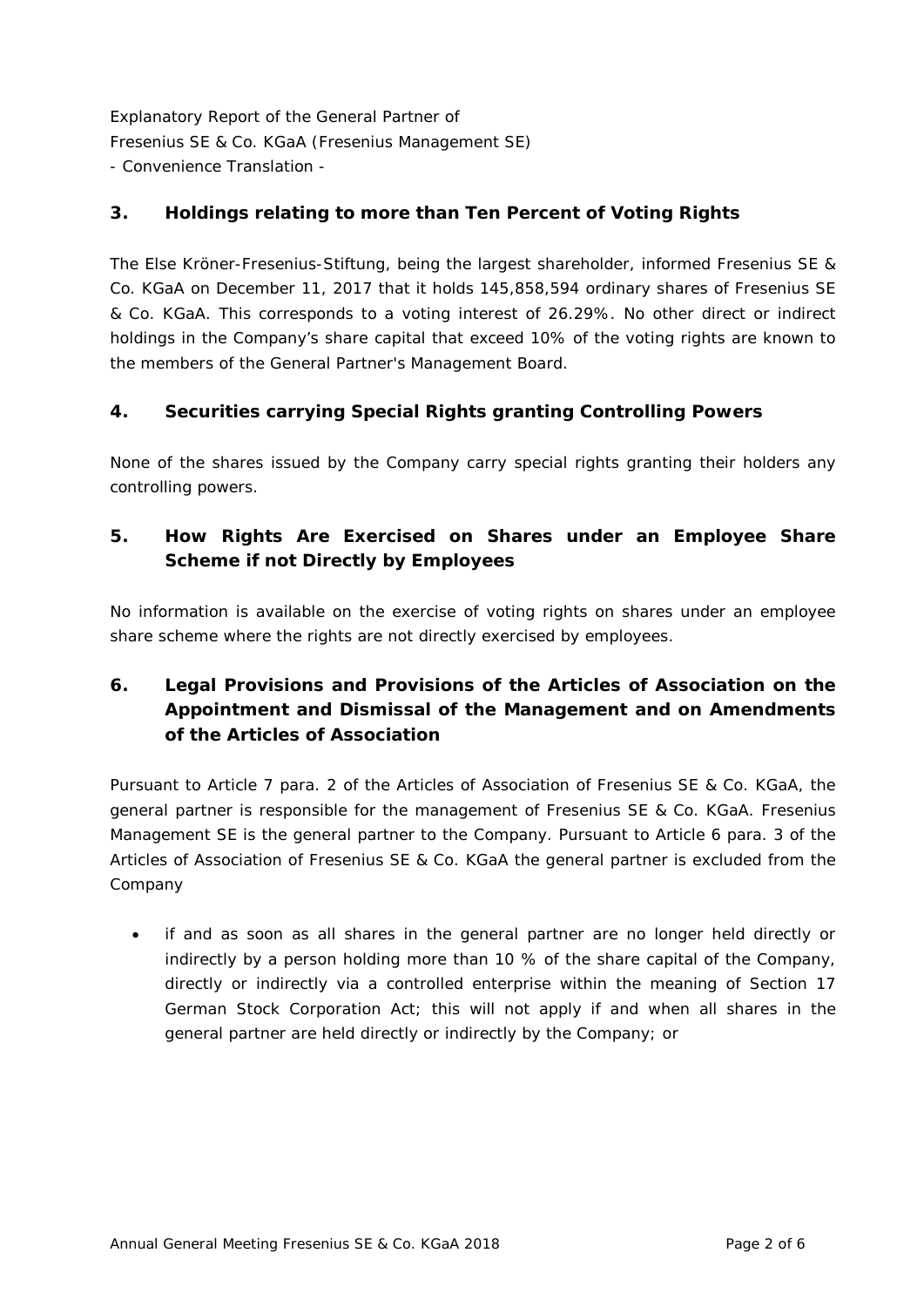Explanatory Report of the General Partner of
Fresenius SE & Co. KGaA (Fresenius Management SE)
- Convenience Translation -

## 3. Holdings relating to more than Ten Percent of Voting Rights

The Else Kröner-Fresenius-Stiftung, being the largest shareholder, informed Fresenius SE & Co. KGaA on December 11, 2017 that it holds 145,858,594 ordinary shares of Fresenius SE & Co. KGaA. This corresponds to a voting interest of 26.29%. No other direct or indirect holdings in the Company's share capital that exceed 10% of the voting rights are known to the members of the General Partner's Management Board.

## 4. Securities carrying Special Rights granting Controlling Powers

None of the shares issued by the Company carry special rights granting their holders any controlling powers.

## 5. How Rights Are Exercised on Shares under an Employee Share Scheme if not Directly by Employees

No information is available on the exercise of voting rights on shares under an employee share scheme where the rights are not directly exercised by employees.

## 6. Legal Provisions and Provisions of the Articles of Association on the Appointment and Dismissal of the Management and on Amendments of the Articles of Association

Pursuant to Article 7 para. 2 of the Articles of Association of Fresenius SE & Co. KGaA, the general partner is responsible for the management of Fresenius SE & Co. KGaA. Fresenius Management SE is the general partner to the Company. Pursuant to Article 6 para. 3 of the Articles of Association of Fresenius SE & Co. KGaA the general partner is excluded from the Company

- if and as soon as all shares in the general partner are no longer held directly or indirectly by a person holding more than 10 % of the share capital of the Company, directly or indirectly via a controlled enterprise within the meaning of Section 17 German Stock Corporation Act; this will not apply if and when all shares in the general partner are held directly or indirectly by the Company; or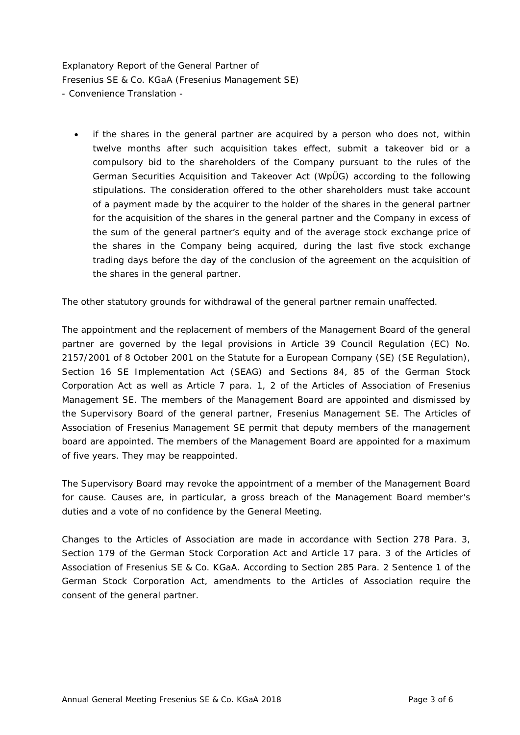- if the shares in the general partner are acquired by a person who does not, within twelve months after such acquisition takes effect, submit a takeover bid or a compulsory bid to the shareholders of the Company pursuant to the rules of the German Securities Acquisition and Takeover Act (WpÜG) according to the following stipulations. The consideration offered to the other shareholders must take account of a payment made by the acquirer to the holder of the shares in the general partner for the acquisition of the shares in the general partner and the Company in excess of the sum of the general partner's equity and of the average stock exchange price of the shares in the Company being acquired, during the last five stock exchange trading days before the day of the conclusion of the agreement on the acquisition of the shares in the general partner.

The other statutory grounds for withdrawal of the general partner remain unaffected.

The appointment and the replacement of members of the Management Board of the general partner are governed by the legal provisions in Article 39 Council Regulation (EC) No. 2157/2001 of 8 October 2001 on the Statute for a European Company (SE) (SE Regulation), Section 16 SE Implementation Act (SEAG) and Sections 84, 85 of the German Stock Corporation Act as well as Article 7 para. 1, 2 of the Articles of Association of Fresenius Management SE. The members of the Management Board are appointed and dismissed by the Supervisory Board of the general partner, Fresenius Management SE. The Articles of Association of Fresenius Management SE permit that deputy members of the management board are appointed. The members of the Management Board are appointed for a maximum of five years. They may be reappointed.

The Supervisory Board may revoke the appointment of a member of the Management Board for cause. Causes are, in particular, a gross breach of the Management Board member's duties and a vote of no confidence by the General Meeting.

Changes to the Articles of Association are made in accordance with Section 278 Para. 3, Section 179 of the German Stock Corporation Act and Article 17 para. 3 of the Articles of Association of Fresenius SE & Co. KGaA. According to Section 285 Para. 2 Sentence 1 of the German Stock Corporation Act, amendments to the Articles of Association require the consent of the general partner.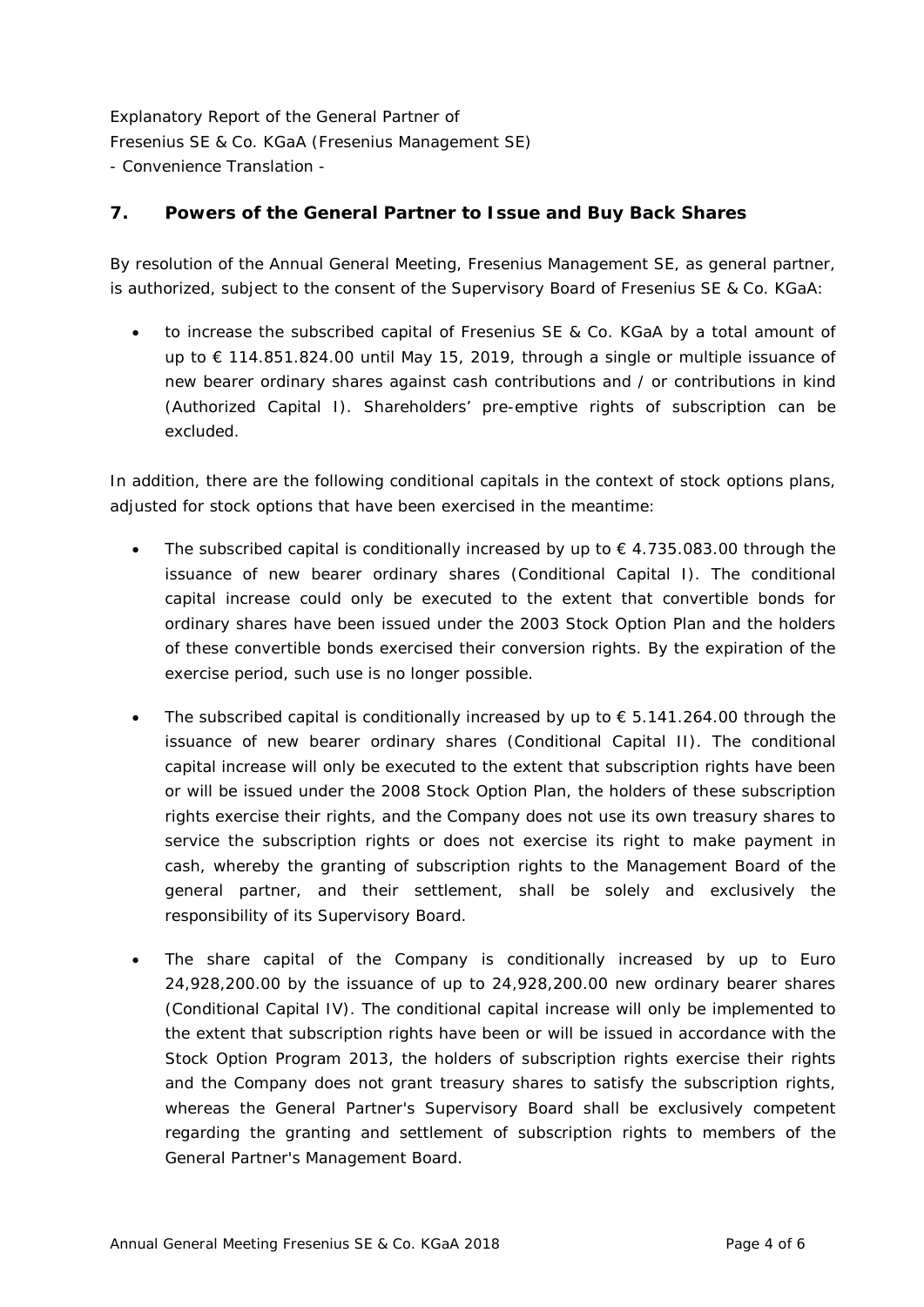Explanatory Report of the General Partner of
Fresenius SE & Co. KGaA (Fresenius Management SE)
- Convenience Translation -

## 7. Powers of the General Partner to Issue and Buy Back Shares

By resolution of the Annual General Meeting, Fresenius Management SE, as general partner, is authorized, subject to the consent of the Supervisory Board of Fresenius SE & Co. KGaA:

- to increase the subscribed capital of Fresenius SE & Co. KGaA by a total amount of up to € 114.851.824.00 until May 15, 2019, through a single or multiple issuance of new bearer ordinary shares against cash contributions and / or contributions in kind (Authorized Capital I). Shareholders' pre-emptive rights of subscription can be excluded.

In addition, there are the following conditional capitals in the context of stock options plans, adjusted for stock options that have been exercised in the meantime:

- The subscribed capital is conditionally increased by up to € 4.735.083.00 through the issuance of new bearer ordinary shares (Conditional Capital I). The conditional capital increase could only be executed to the extent that convertible bonds for ordinary shares have been issued under the 2003 Stock Option Plan and the holders of these convertible bonds exercised their conversion rights. By the expiration of the exercise period, such use is no longer possible.
- The subscribed capital is conditionally increased by up to € 5.141.264.00 through the issuance of new bearer ordinary shares (Conditional Capital II). The conditional capital increase will only be executed to the extent that subscription rights have been or will be issued under the 2008 Stock Option Plan, the holders of these subscription rights exercise their rights, and the Company does not use its own treasury shares to service the subscription rights or does not exercise its right to make payment in cash, whereby the granting of subscription rights to the Management Board of the general partner, and their settlement, shall be solely and exclusively the responsibility of its Supervisory Board.
- The share capital of the Company is conditionally increased by up to Euro 24,928,200.00 by the issuance of up to 24,928,200.00 new ordinary bearer shares (Conditional Capital IV). The conditional capital increase will only be implemented to the extent that subscription rights have been or will be issued in accordance with the Stock Option Program 2013, the holders of subscription rights exercise their rights and the Company does not grant treasury shares to satisfy the subscription rights, whereas the General Partner's Supervisory Board shall be exclusively competent regarding the granting and settlement of subscription rights to members of the General Partner's Management Board.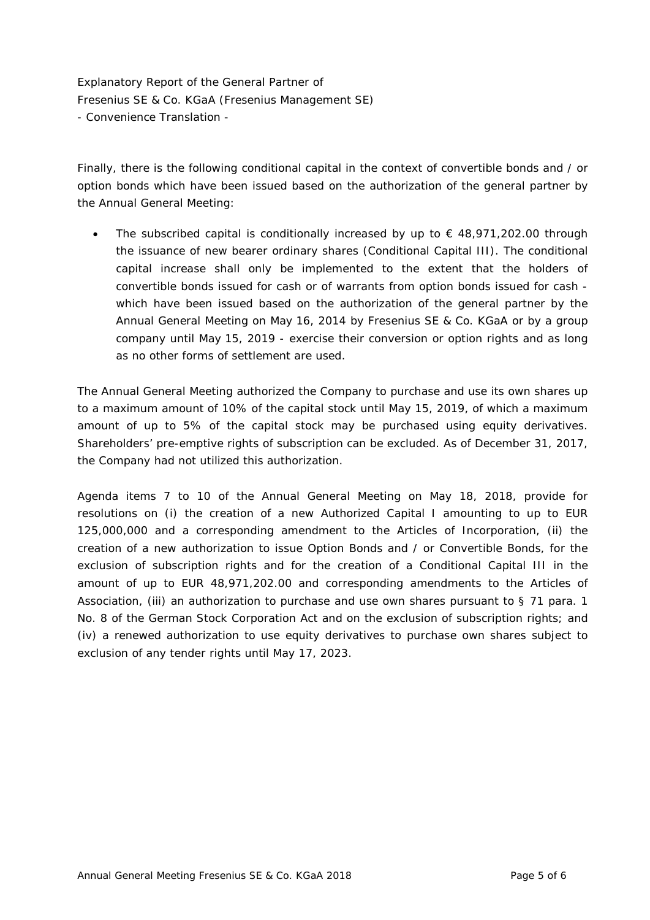Finally, there is the following conditional capital in the context of convertible bonds and / or option bonds which have been issued based on the authorization of the general partner by the Annual General Meeting:

- The subscribed capital is conditionally increased by up to € 48,971,202.00 through the issuance of new bearer ordinary shares (Conditional Capital III). The conditional capital increase shall only be implemented to the extent that the holders of convertible bonds issued for cash or of warrants from option bonds issued for cash - which have been issued based on the authorization of the general partner by the Annual General Meeting on May 16, 2014 by Fresenius SE & Co. KGaA or by a group company until May 15, 2019 - exercise their conversion or option rights and as long as no other forms of settlement are used.

The Annual General Meeting authorized the Company to purchase and use its own shares up to a maximum amount of 10% of the capital stock until May 15, 2019, of which a maximum amount of up to 5% of the capital stock may be purchased using equity derivatives. Shareholders' pre-emptive rights of subscription can be excluded. As of December 31, 2017, the Company had not utilized this authorization.

Agenda items 7 to 10 of the Annual General Meeting on May 18, 2018, provide for resolutions on (i) the creation of a new Authorized Capital I amounting to up to EUR 125,000,000 and a corresponding amendment to the Articles of Incorporation, (ii) the creation of a new authorization to issue Option Bonds and / or Convertible Bonds, for the exclusion of subscription rights and for the creation of a Conditional Capital III in the amount of up to EUR 48,971,202.00 and corresponding amendments to the Articles of Association, (iii) an authorization to purchase and use own shares pursuant to § 71 para. 1 No. 8 of the German Stock Corporation Act and on the exclusion of subscription rights; and (iv) a renewed authorization to use equity derivatives to purchase own shares subject to exclusion of any tender rights until May 17, 2023.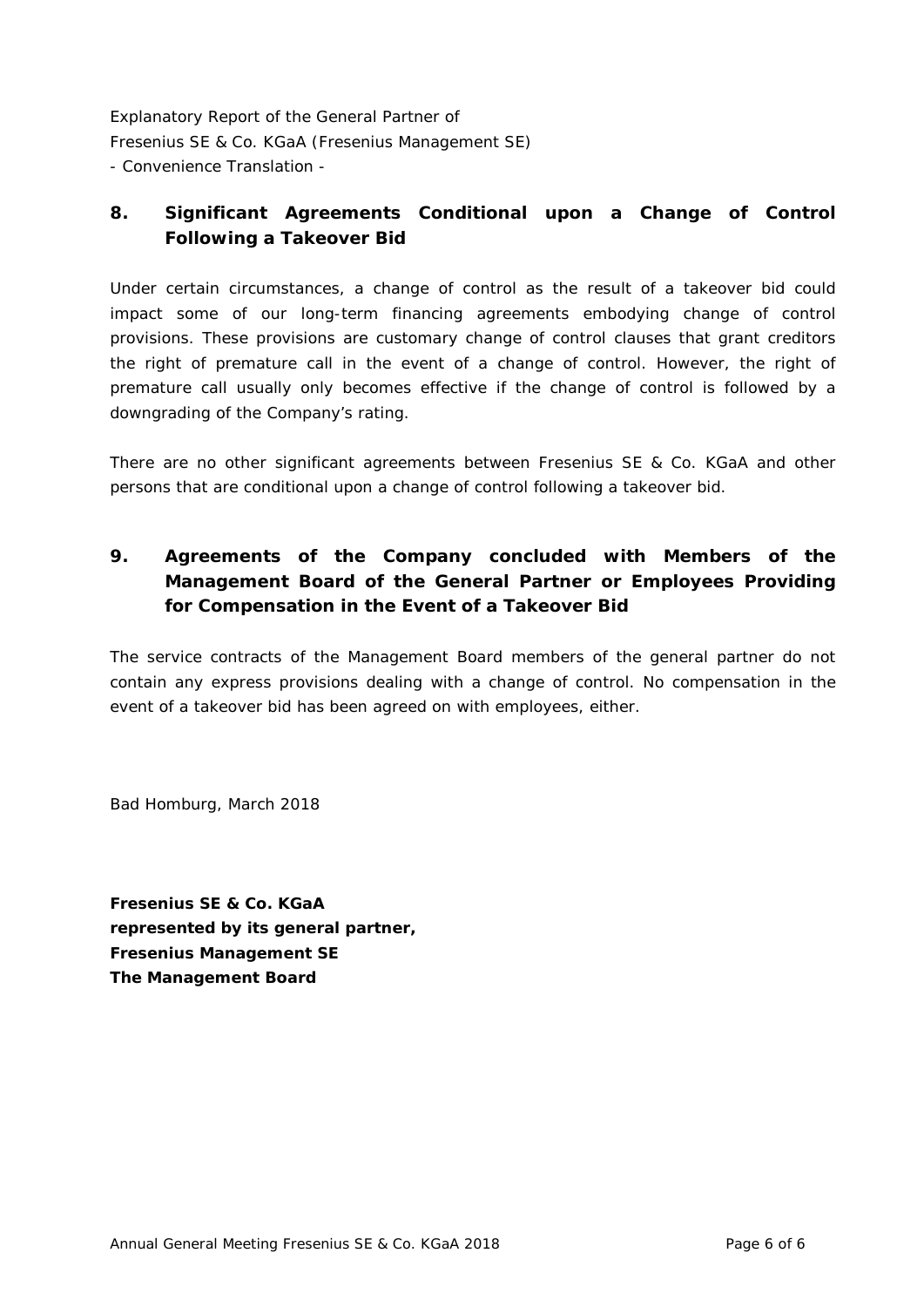## 8. Significant Agreements Conditional upon a Change of Control Following a Takeover Bid

Under certain circumstances, a change of control as the result of a takeover bid could impact some of our long-term financing agreements embodying change of control provisions. These provisions are customary change of control clauses that grant creditors the right of premature call in the event of a change of control. However, the right of premature call usually only becomes effective if the change of control is followed by a downgrading of the Company's rating.

There are no other significant agreements between Fresenius SE & Co. KGaA and other persons that are conditional upon a change of control following a takeover bid.

## 9. Agreements of the Company concluded with Members of the Management Board of the General Partner or Employees Providing for Compensation in the Event of a Takeover Bid

The service contracts of the Management Board members of the general partner do not contain any express provisions dealing with a change of control. No compensation in the event of a takeover bid has been agreed on with employees, either.

Bad Homburg, March 2018

**Fresenius SE & Co. KGaA**
**represented by its general partner,**
**Fresenius Management SE**
**The Management Board**